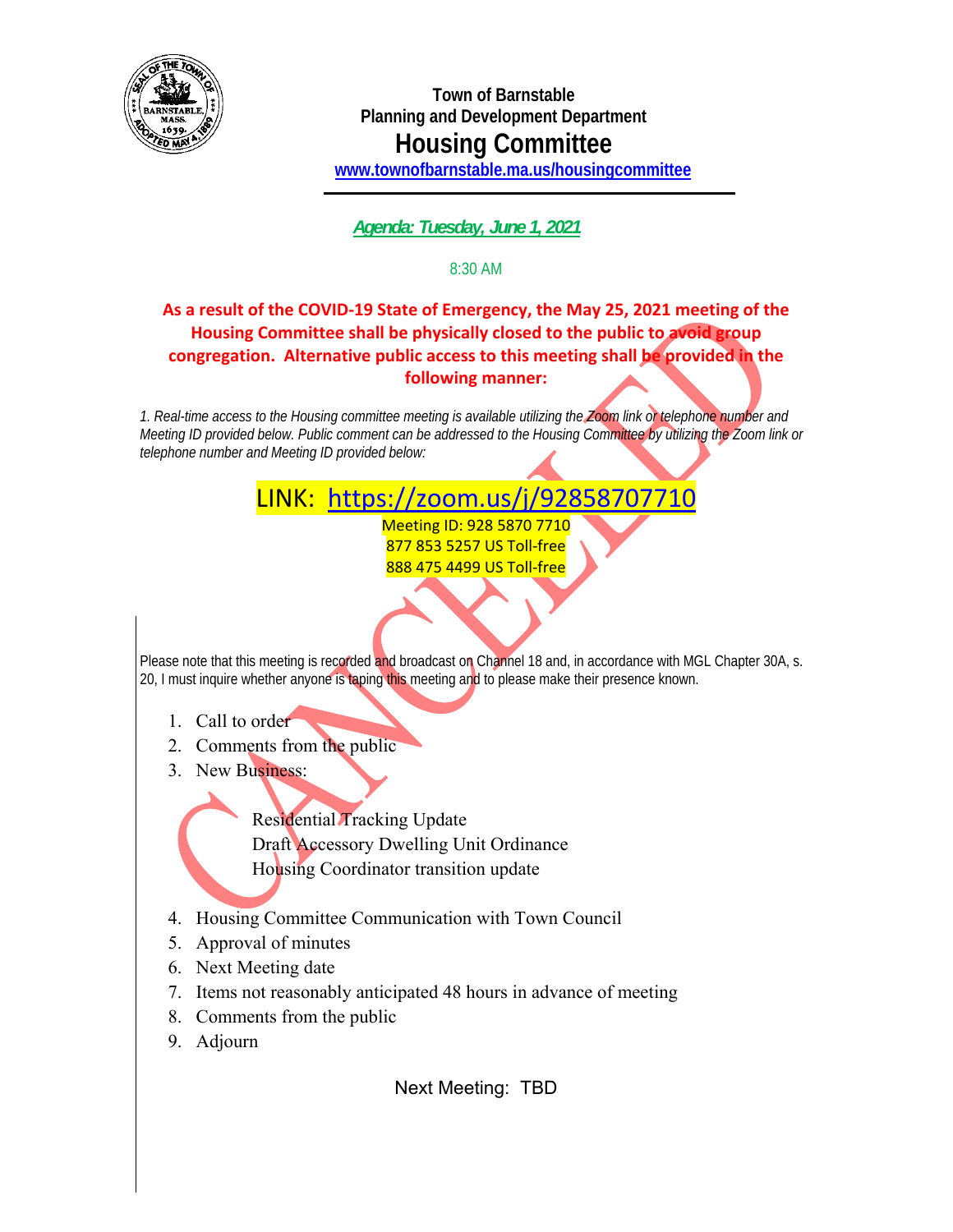**Town of Barnstable**
**Planning and Development Department**

# Housing Committee

**www.townofbarnstable.ma.us/housingcommittee**

***Agenda: Tuesday, June 1, 2021***

8:30 AM

**As a result of the COVID-19 State of Emergency, the May 25, 2021 meeting of the Housing Committee shall be physically closed to the public to avoid group congregation. Alternative public access to this meeting shall be provided in the following manner:**

*1. Real-time access to the Housing committee meeting is available utilizing the Zoom link or telephone number and Meeting ID provided below. Public comment can be addressed to the Housing Committee by utilizing the Zoom link or telephone number and Meeting ID provided below:*

LINK: https://zoom.us/j/92858707710

Meeting ID: 928 5870 7710
877 853 5257 US Toll-free
888 475 4499 US Toll-free

CANCELLED

Please note that this meeting is recorded and broadcast on Channel 18 and, in accordance with MGL Chapter 30A, s. 20, I must inquire whether anyone is taping this meeting and to please make their presence known.

1. Call to order
2. Comments from the public
3. New Business:

   Residential Tracking Update
   Draft Accessory Dwelling Unit Ordinance
   Housing Coordinator transition update

4. Housing Committee Communication with Town Council
5. Approval of minutes
6. Next Meeting date
7. Items not reasonably anticipated 48 hours in advance of meeting
8. Comments from the public
9. Adjourn

Next Meeting: TBD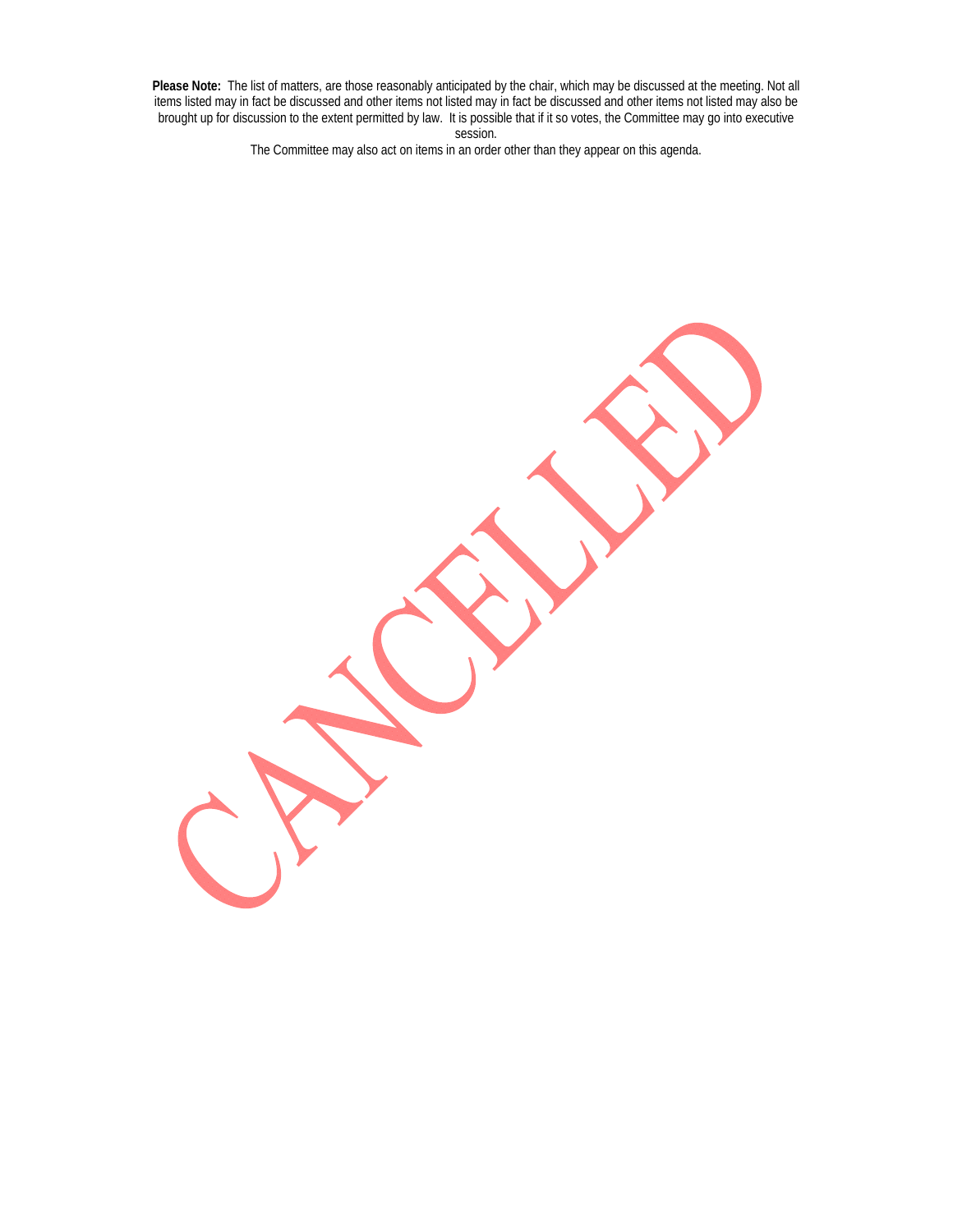**Please Note:** The list of matters, are those reasonably anticipated by the chair, which may be discussed at the meeting. Not all items listed may in fact be discussed and other items not listed may in fact be discussed and other items not listed may also be brought up for discussion to the extent permitted by law. It is possible that if it so votes, the Committee may go into executive session.

The Committee may also act on items in an order other than they appear on this agenda.

CANCELLED